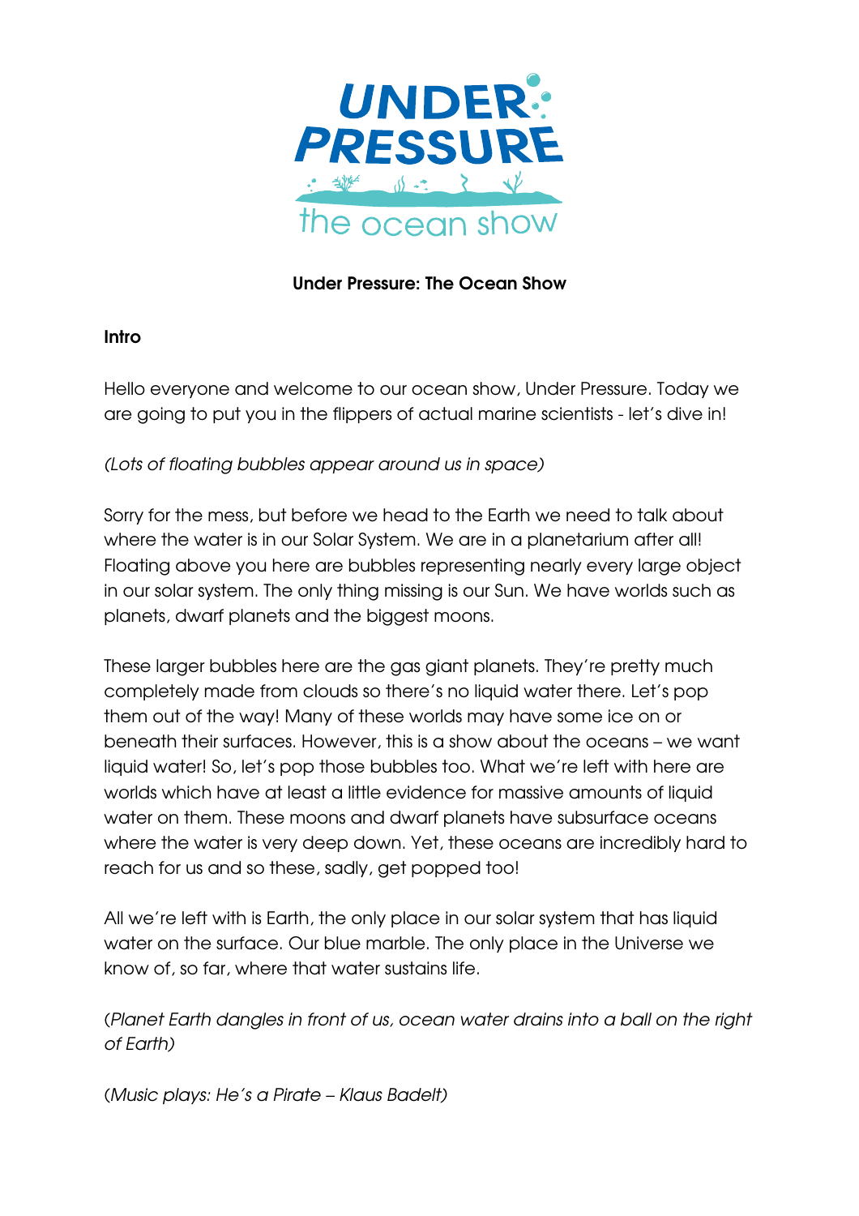# Under Pressure: The Ocean Show

## Intro

Hello everyone and welcome to our ocean show, Under Pressure. Today we are going to put you in the flippers of actual marine scientists - let's dive in!

*(Lots of floating bubbles appear around us in space)*

Sorry for the mess, but before we head to the Earth we need to talk about where the water is in our Solar System. We are in a planetarium after all! Floating above you here are bubbles representing nearly every large object in our solar system. The only thing missing is our Sun. We have worlds such as planets, dwarf planets and the biggest moons.

These larger bubbles here are the gas giant planets. They're pretty much completely made from clouds so there's no liquid water there. Let's pop them out of the way! Many of these worlds may have some ice on or beneath their surfaces. However, this is a show about the oceans – we want liquid water! So, let's pop those bubbles too. What we're left with here are worlds which have at least a little evidence for massive amounts of liquid water on them. These moons and dwarf planets have subsurface oceans where the water is very deep down. Yet, these oceans are incredibly hard to reach for us and so these, sadly, get popped too!

All we're left with is Earth, the only place in our solar system that has liquid water on the surface. Our blue marble. The only place in the Universe we know of, so far, where that water sustains life.

*(Planet Earth dangles in front of us, ocean water drains into a ball on the right of Earth)*

*(Music plays: He's a Pirate – Klaus Badelt)*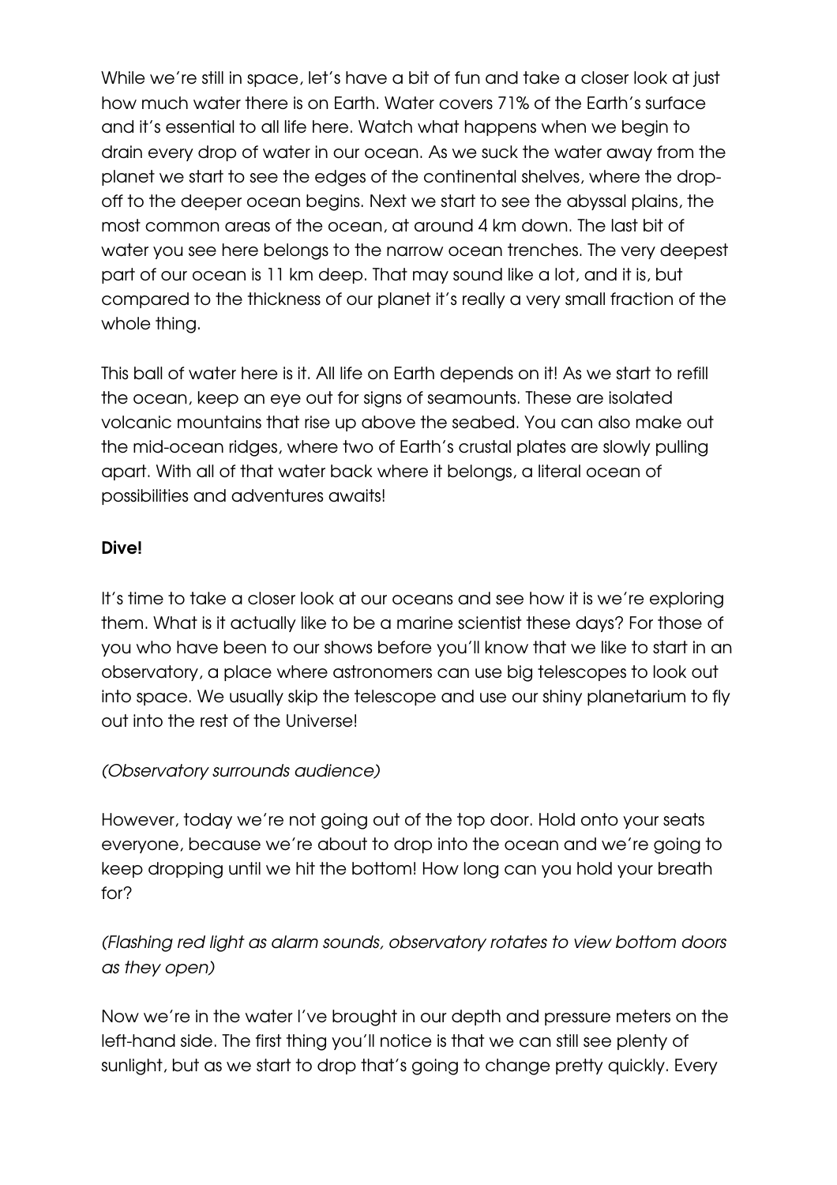While we're still in space, let's have a bit of fun and take a closer look at just how much water there is on Earth. Water covers 71% of the Earth's surface and it's essential to all life here. Watch what happens when we begin to drain every drop of water in our ocean. As we suck the water away from the planet we start to see the edges of the continental shelves, where the drop-off to the deeper ocean begins. Next we start to see the abyssal plains, the most common areas of the ocean, at around 4 km down. The last bit of water you see here belongs to the narrow ocean trenches. The very deepest part of our ocean is 11 km deep. That may sound like a lot, and it is, but compared to the thickness of our planet it's really a very small fraction of the whole thing.

This ball of water here is it. All life on Earth depends on it! As we start to refill the ocean, keep an eye out for signs of seamounts. These are isolated volcanic mountains that rise up above the seabed. You can also make out the mid-ocean ridges, where two of Earth's crustal plates are slowly pulling apart. With all of that water back where it belongs, a literal ocean of possibilities and adventures awaits!

**Dive!**

It's time to take a closer look at our oceans and see how it is we're exploring them. What is it actually like to be a marine scientist these days? For those of you who have been to our shows before you'll know that we like to start in an observatory, a place where astronomers can use big telescopes to look out into space. We usually skip the telescope and use our shiny planetarium to fly out into the rest of the Universe!

*(Observatory surrounds audience)*

However, today we're not going out of the top door. Hold onto your seats everyone, because we're about to drop into the ocean and we're going to keep dropping until we hit the bottom! How long can you hold your breath for?

*(Flashing red light as alarm sounds, observatory rotates to view bottom doors as they open)*

Now we're in the water I've brought in our depth and pressure meters on the left-hand side. The first thing you'll notice is that we can still see plenty of sunlight, but as we start to drop that's going to change pretty quickly. Every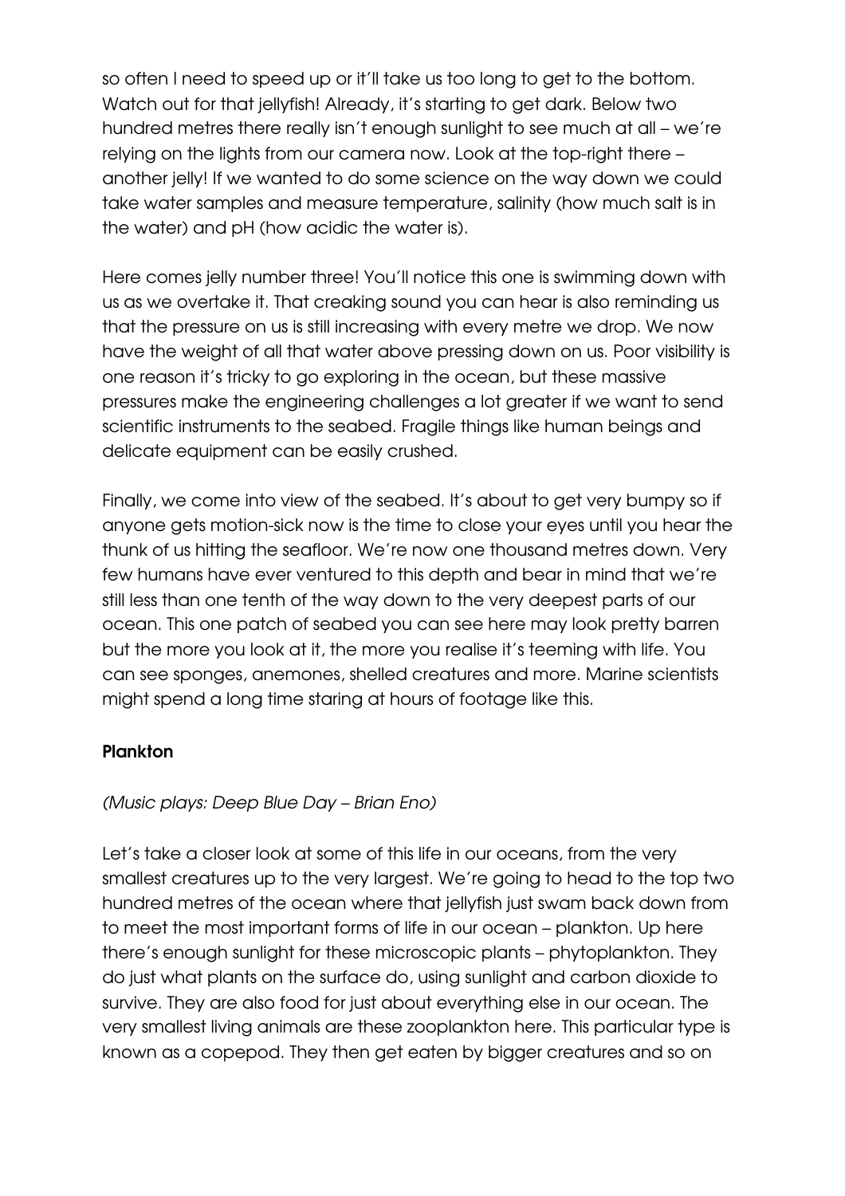so often I need to speed up or it'll take us too long to get to the bottom. Watch out for that jellyfish! Already, it's starting to get dark. Below two hundred metres there really isn't enough sunlight to see much at all – we're relying on the lights from our camera now. Look at the top-right there – another jelly! If we wanted to do some science on the way down we could take water samples and measure temperature, salinity (how much salt is in the water) and pH (how acidic the water is).

Here comes jelly number three! You'll notice this one is swimming down with us as we overtake it. That creaking sound you can hear is also reminding us that the pressure on us is still increasing with every metre we drop. We now have the weight of all that water above pressing down on us. Poor visibility is one reason it's tricky to go exploring in the ocean, but these massive pressures make the engineering challenges a lot greater if we want to send scientific instruments to the seabed. Fragile things like human beings and delicate equipment can be easily crushed.

Finally, we come into view of the seabed. It's about to get very bumpy so if anyone gets motion-sick now is the time to close your eyes until you hear the thunk of us hitting the seafloor. We're now one thousand metres down. Very few humans have ever ventured to this depth and bear in mind that we're still less than one tenth of the way down to the very deepest parts of our ocean. This one patch of seabed you can see here may look pretty barren but the more you look at it, the more you realise it's teeming with life. You can see sponges, anemones, shelled creatures and more. Marine scientists might spend a long time staring at hours of footage like this.

**Plankton**

*(Music plays: Deep Blue Day – Brian Eno)*

Let's take a closer look at some of this life in our oceans, from the very smallest creatures up to the very largest. We're going to head to the top two hundred metres of the ocean where that jellyfish just swam back down from to meet the most important forms of life in our ocean – plankton. Up here there's enough sunlight for these microscopic plants – phytoplankton. They do just what plants on the surface do, using sunlight and carbon dioxide to survive. They are also food for just about everything else in our ocean. The very smallest living animals are these zooplankton here. This particular type is known as a copepod. They then get eaten by bigger creatures and so on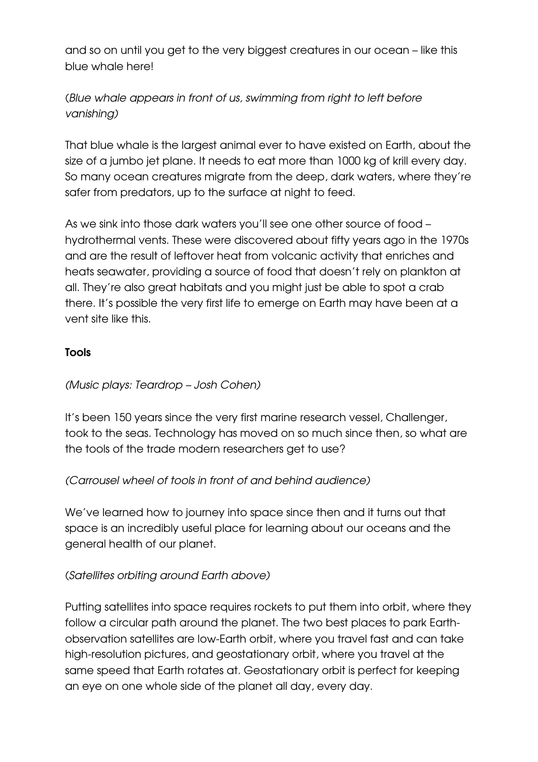and so on until you get to the very biggest creatures in our ocean – like this blue whale here!

(*Blue whale appears in front of us, swimming from right to left before vanishing*)

That blue whale is the largest animal ever to have existed on Earth, about the size of a jumbo jet plane. It needs to eat more than 1000 kg of krill every day. So many ocean creatures migrate from the deep, dark waters, where they're safer from predators, up to the surface at night to feed.

As we sink into those dark waters you'll see one other source of food – hydrothermal vents. These were discovered about fifty years ago in the 1970s and are the result of leftover heat from volcanic activity that enriches and heats seawater, providing a source of food that doesn't rely on plankton at all. They're also great habitats and you might just be able to spot a crab there. It's possible the very first life to emerge on Earth may have been at a vent site like this.

**Tools**

*(Music plays: Teardrop – Josh Cohen)*

It's been 150 years since the very first marine research vessel, Challenger, took to the seas. Technology has moved on so much since then, so what are the tools of the trade modern researchers get to use?

*(Carrousel wheel of tools in front of and behind audience)*

We've learned how to journey into space since then and it turns out that space is an incredibly useful place for learning about our oceans and the general health of our planet.

(*Satellites orbiting around Earth above*)

Putting satellites into space requires rockets to put them into orbit, where they follow a circular path around the planet. The two best places to park Earth-observation satellites are low-Earth orbit, where you travel fast and can take high-resolution pictures, and geostationary orbit, where you travel at the same speed that Earth rotates at. Geostationary orbit is perfect for keeping an eye on one whole side of the planet all day, every day.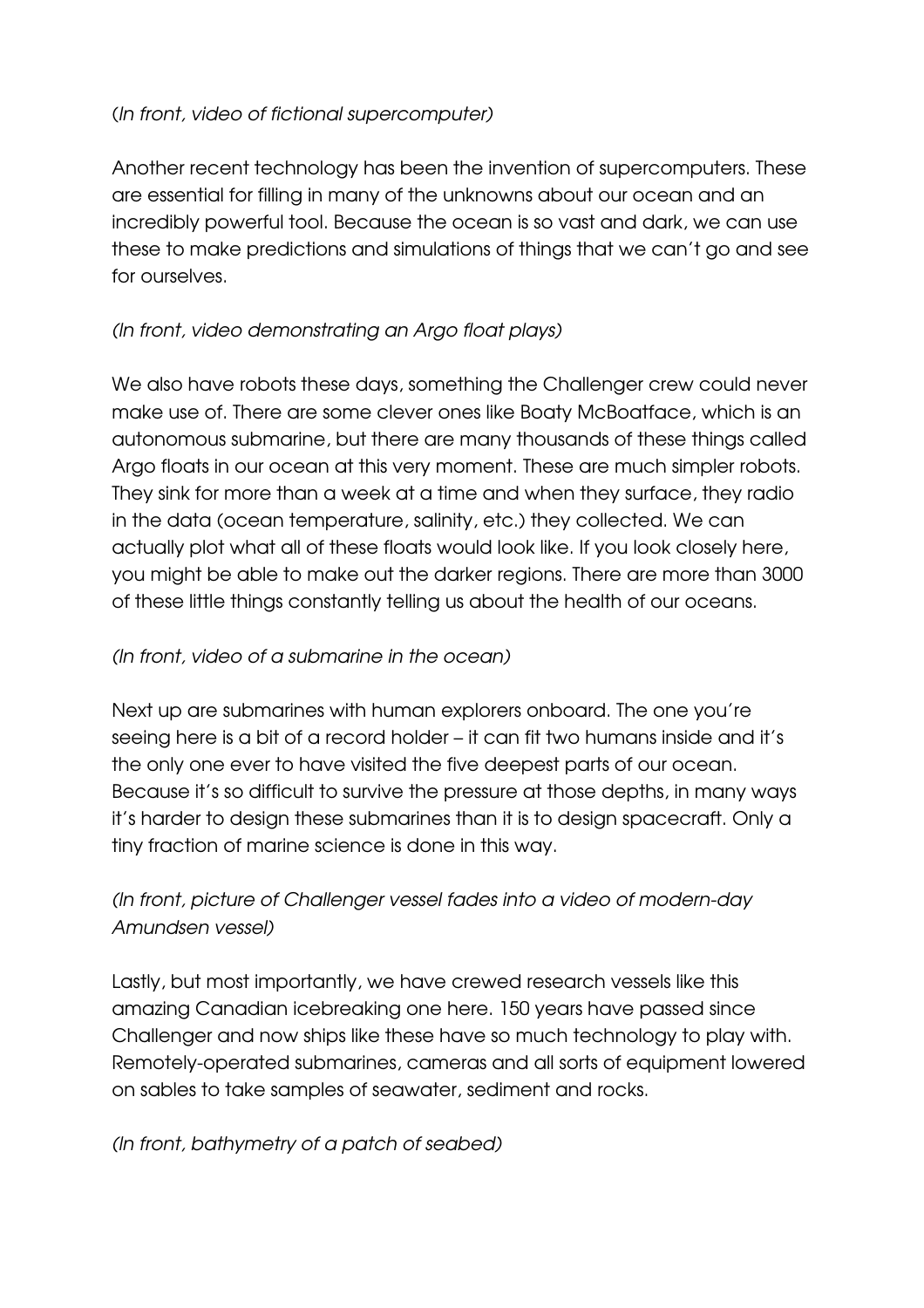(*In front, video of fictional supercomputer*)

Another recent technology has been the invention of supercomputers. These are essential for filling in many of the unknowns about our ocean and an incredibly powerful tool. Because the ocean is so vast and dark, we can use these to make predictions and simulations of things that we can't go and see for ourselves.

*(In front, video demonstrating an Argo float plays)*

We also have robots these days, something the Challenger crew could never make use of. There are some clever ones like Boaty McBoatface, which is an autonomous submarine, but there are many thousands of these things called Argo floats in our ocean at this very moment. These are much simpler robots. They sink for more than a week at a time and when they surface, they radio in the data (ocean temperature, salinity, etc.) they collected. We can actually plot what all of these floats would look like. If you look closely here, you might be able to make out the darker regions. There are more than 3000 of these little things constantly telling us about the health of our oceans.

*(In front, video of a submarine in the ocean)*

Next up are submarines with human explorers onboard. The one you're seeing here is a bit of a record holder – it can fit two humans inside and it's the only one ever to have visited the five deepest parts of our ocean. Because it's so difficult to survive the pressure at those depths, in many ways it's harder to design these submarines than it is to design spacecraft. Only a tiny fraction of marine science is done in this way.

*(In front, picture of Challenger vessel fades into a video of modern-day Amundsen vessel)*

Lastly, but most importantly, we have crewed research vessels like this amazing Canadian icebreaking one here. 150 years have passed since Challenger and now ships like these have so much technology to play with. Remotely-operated submarines, cameras and all sorts of equipment lowered on sables to take samples of seawater, sediment and rocks.

*(In front, bathymetry of a patch of seabed)*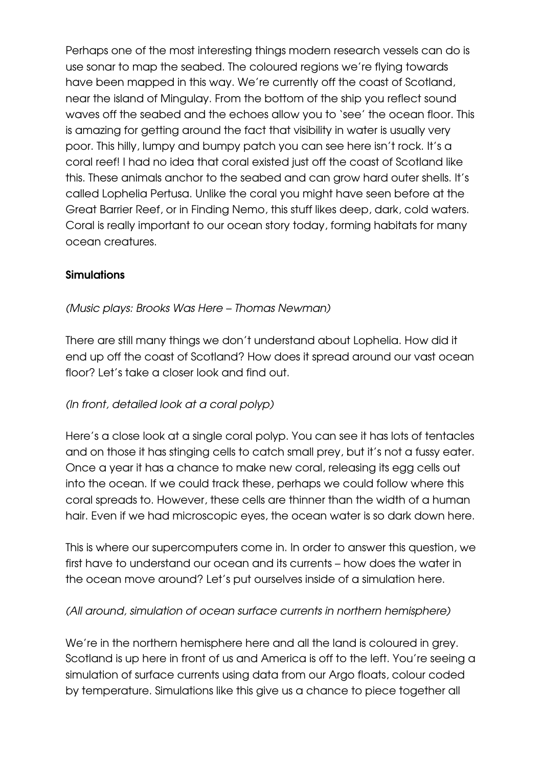Perhaps one of the most interesting things modern research vessels can do is use sonar to map the seabed. The coloured regions we're flying towards have been mapped in this way. We're currently off the coast of Scotland, near the island of Mingulay. From the bottom of the ship you reflect sound waves off the seabed and the echoes allow you to 'see' the ocean floor. This is amazing for getting around the fact that visibility in water is usually very poor. This hilly, lumpy and bumpy patch you can see here isn't rock. It's a coral reef! I had no idea that coral existed just off the coast of Scotland like this. These animals anchor to the seabed and can grow hard outer shells. It's called Lophelia Pertusa. Unlike the coral you might have seen before at the Great Barrier Reef, or in Finding Nemo, this stuff likes deep, dark, cold waters. Coral is really important to our ocean story today, forming habitats for many ocean creatures.

**Simulations**

*(Music plays: Brooks Was Here – Thomas Newman)*

There are still many things we don't understand about Lophelia. How did it end up off the coast of Scotland? How does it spread around our vast ocean floor? Let's take a closer look and find out.

*(In front, detailed look at a coral polyp)*

Here's a close look at a single coral polyp. You can see it has lots of tentacles and on those it has stinging cells to catch small prey, but it's not a fussy eater. Once a year it has a chance to make new coral, releasing its egg cells out into the ocean. If we could track these, perhaps we could follow where this coral spreads to. However, these cells are thinner than the width of a human hair. Even if we had microscopic eyes, the ocean water is so dark down here.

This is where our supercomputers come in. In order to answer this question, we first have to understand our ocean and its currents – how does the water in the ocean move around? Let's put ourselves inside of a simulation here.

*(All around, simulation of ocean surface currents in northern hemisphere)*

We're in the northern hemisphere here and all the land is coloured in grey. Scotland is up here in front of us and America is off to the left. You're seeing a simulation of surface currents using data from our Argo floats, colour coded by temperature. Simulations like this give us a chance to piece together all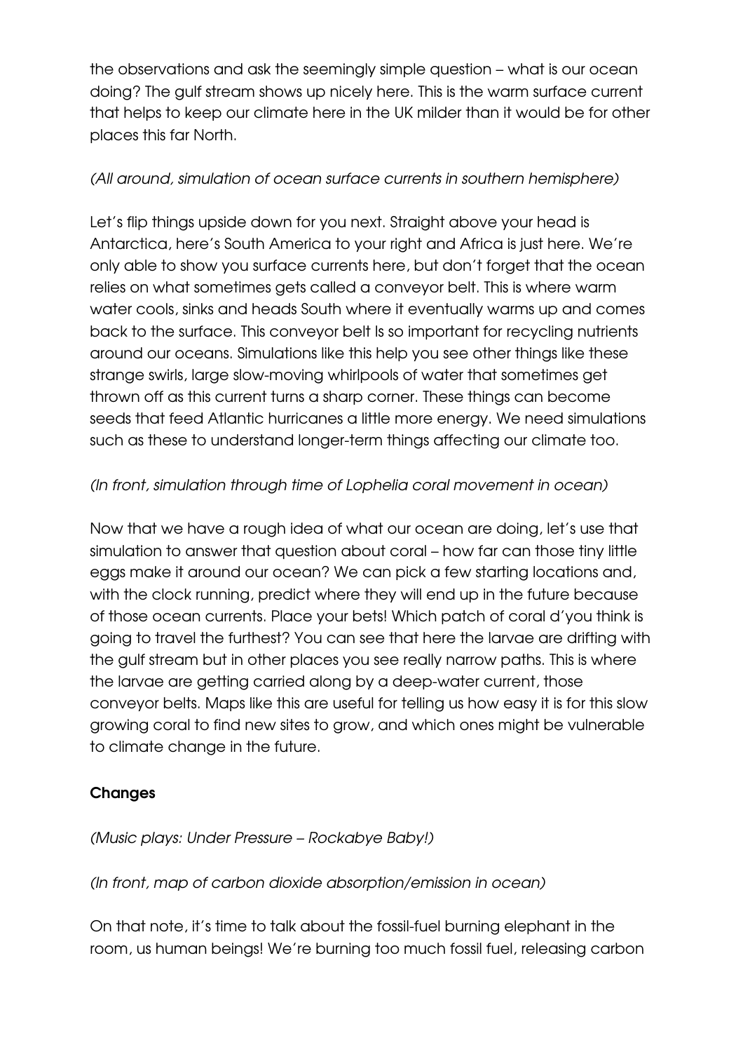the observations and ask the seemingly simple question – what is our ocean doing? The gulf stream shows up nicely here. This is the warm surface current that helps to keep our climate here in the UK milder than it would be for other places this far North.

*(All around, simulation of ocean surface currents in southern hemisphere)*

Let's flip things upside down for you next. Straight above your head is Antarctica, here's South America to your right and Africa is just here. We're only able to show you surface currents here, but don't forget that the ocean relies on what sometimes gets called a conveyor belt. This is where warm water cools, sinks and heads South where it eventually warms up and comes back to the surface. This conveyor belt Is so important for recycling nutrients around our oceans. Simulations like this help you see other things like these strange swirls, large slow-moving whirlpools of water that sometimes get thrown off as this current turns a sharp corner. These things can become seeds that feed Atlantic hurricanes a little more energy. We need simulations such as these to understand longer-term things affecting our climate too.

*(In front, simulation through time of Lophelia coral movement in ocean)*

Now that we have a rough idea of what our ocean are doing, let's use that simulation to answer that question about coral – how far can those tiny little eggs make it around our ocean? We can pick a few starting locations and, with the clock running, predict where they will end up in the future because of those ocean currents. Place your bets! Which patch of coral d'you think is going to travel the furthest? You can see that here the larvae are drifting with the gulf stream but in other places you see really narrow paths. This is where the larvae are getting carried along by a deep-water current, those conveyor belts. Maps like this are useful for telling us how easy it is for this slow growing coral to find new sites to grow, and which ones might be vulnerable to climate change in the future.

**Changes**

*(Music plays: Under Pressure – Rockabye Baby!)*

*(In front, map of carbon dioxide absorption/emission in ocean)*

On that note, it's time to talk about the fossil-fuel burning elephant in the room, us human beings! We're burning too much fossil fuel, releasing carbon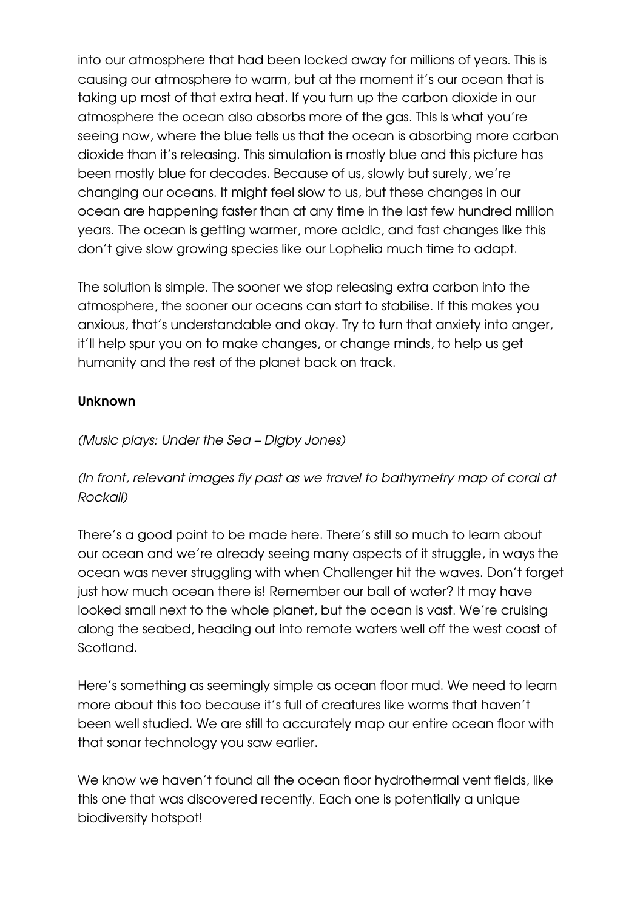into our atmosphere that had been locked away for millions of years. This is causing our atmosphere to warm, but at the moment it's our ocean that is taking up most of that extra heat. If you turn up the carbon dioxide in our atmosphere the ocean also absorbs more of the gas. This is what you're seeing now, where the blue tells us that the ocean is absorbing more carbon dioxide than it's releasing. This simulation is mostly blue and this picture has been mostly blue for decades. Because of us, slowly but surely, we're changing our oceans. It might feel slow to us, but these changes in our ocean are happening faster than at any time in the last few hundred million years. The ocean is getting warmer, more acidic, and fast changes like this don't give slow growing species like our Lophelia much time to adapt.

The solution is simple. The sooner we stop releasing extra carbon into the atmosphere, the sooner our oceans can start to stabilise. If this makes you anxious, that's understandable and okay. Try to turn that anxiety into anger, it'll help spur you on to make changes, or change minds, to help us get humanity and the rest of the planet back on track.

**Unknown**

*(Music plays: Under the Sea – Digby Jones)*

*(In front, relevant images fly past as we travel to bathymetry map of coral at Rockall)*

There's a good point to be made here. There's still so much to learn about our ocean and we're already seeing many aspects of it struggle, in ways the ocean was never struggling with when Challenger hit the waves. Don't forget just how much ocean there is! Remember our ball of water? It may have looked small next to the whole planet, but the ocean is vast. We're cruising along the seabed, heading out into remote waters well off the west coast of Scotland.

Here's something as seemingly simple as ocean floor mud. We need to learn more about this too because it's full of creatures like worms that haven't been well studied. We are still to accurately map our entire ocean floor with that sonar technology you saw earlier.

We know we haven't found all the ocean floor hydrothermal vent fields, like this one that was discovered recently. Each one is potentially a unique biodiversity hotspot!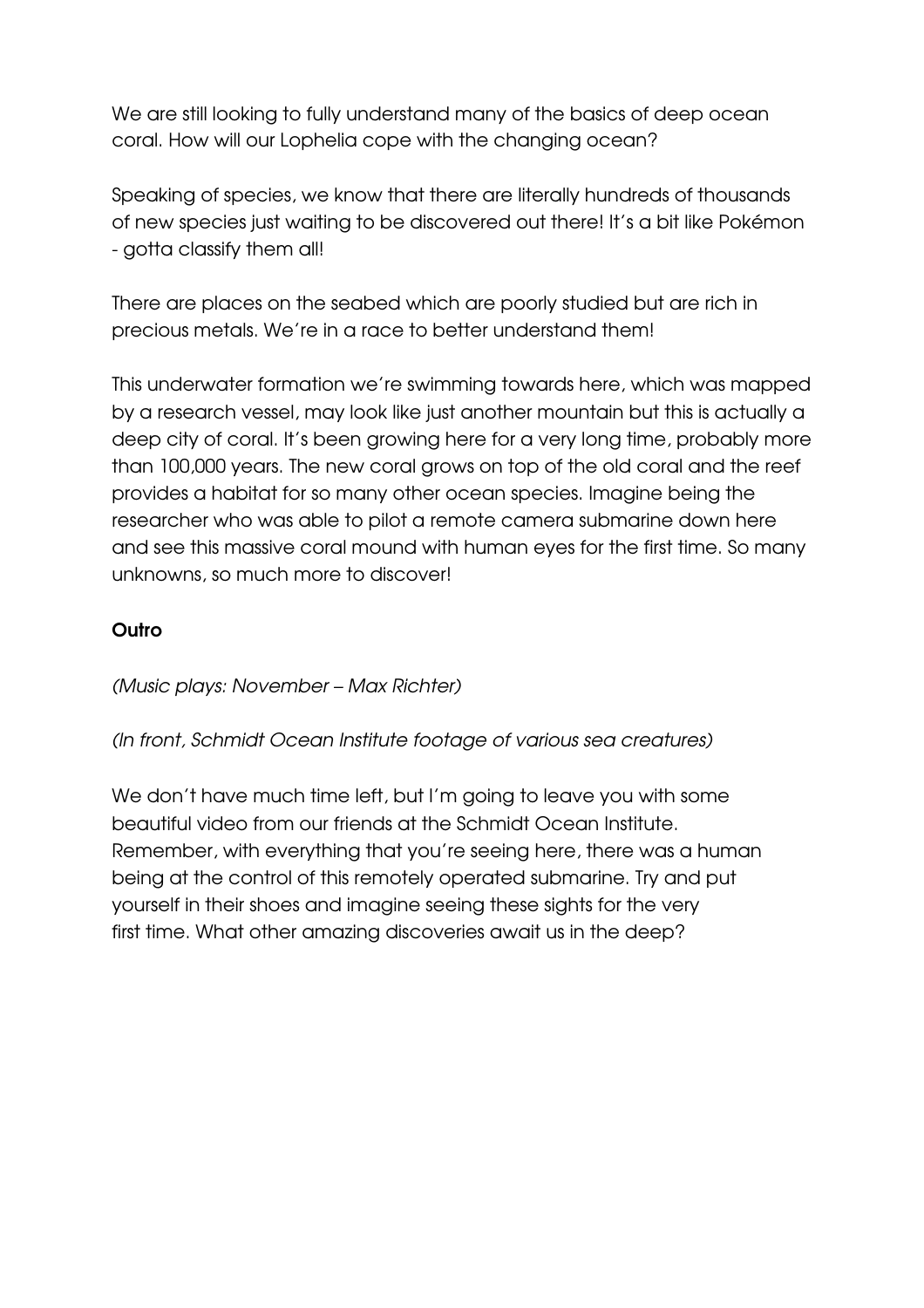We are still looking to fully understand many of the basics of deep ocean coral. How will our Lophelia cope with the changing ocean?

Speaking of species, we know that there are literally hundreds of thousands of new species just waiting to be discovered out there! It's a bit like Pokémon - gotta classify them all!

There are places on the seabed which are poorly studied but are rich in precious metals. We're in a race to better understand them!

This underwater formation we're swimming towards here, which was mapped by a research vessel, may look like just another mountain but this is actually a deep city of coral. It's been growing here for a very long time, probably more than 100,000 years. The new coral grows on top of the old coral and the reef provides a habitat for so many other ocean species. Imagine being the researcher who was able to pilot a remote camera submarine down here and see this massive coral mound with human eyes for the first time. So many unknowns, so much more to discover!

**Outro**

*(Music plays: November – Max Richter)*

*(In front, Schmidt Ocean Institute footage of various sea creatures)*

We don't have much time left, but I'm going to leave you with some beautiful video from our friends at the Schmidt Ocean Institute. Remember, with everything that you're seeing here, there was a human being at the control of this remotely operated submarine. Try and put yourself in their shoes and imagine seeing these sights for the very first time. What other amazing discoveries await us in the deep?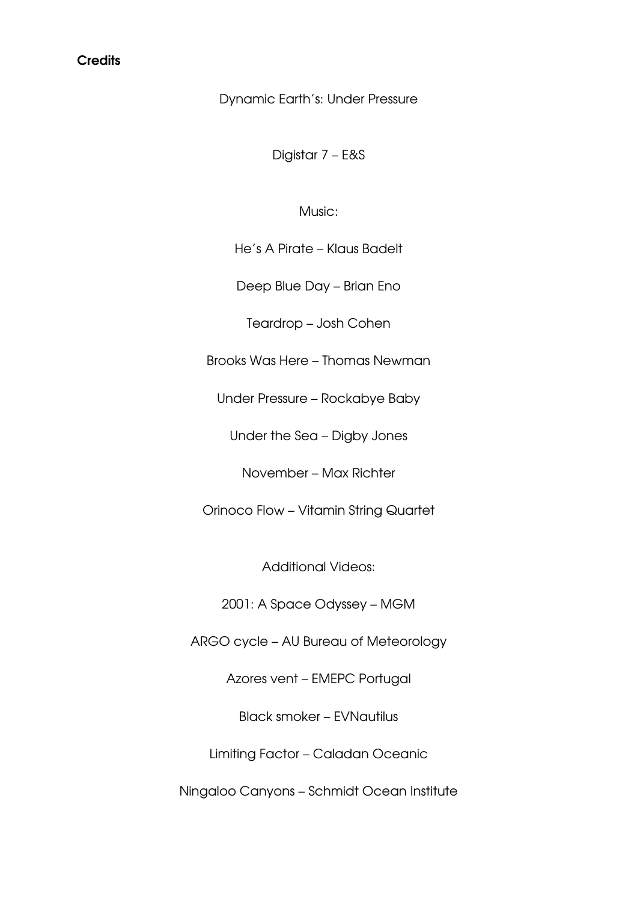**Credits**

Dynamic Earth's: Under Pressure

Digistar 7 – E&S

Music:

He's A Pirate – Klaus Badelt

Deep Blue Day – Brian Eno

Teardrop – Josh Cohen

Brooks Was Here – Thomas Newman

Under Pressure – Rockabye Baby

Under the Sea – Digby Jones

November – Max Richter

Orinoco Flow – Vitamin String Quartet

Additional Videos:

2001: A Space Odyssey – MGM

ARGO cycle – AU Bureau of Meteorology

Azores vent – EMEPC Portugal

Black smoker – EVNautilus

Limiting Factor – Caladan Oceanic

Ningaloo Canyons – Schmidt Ocean Institute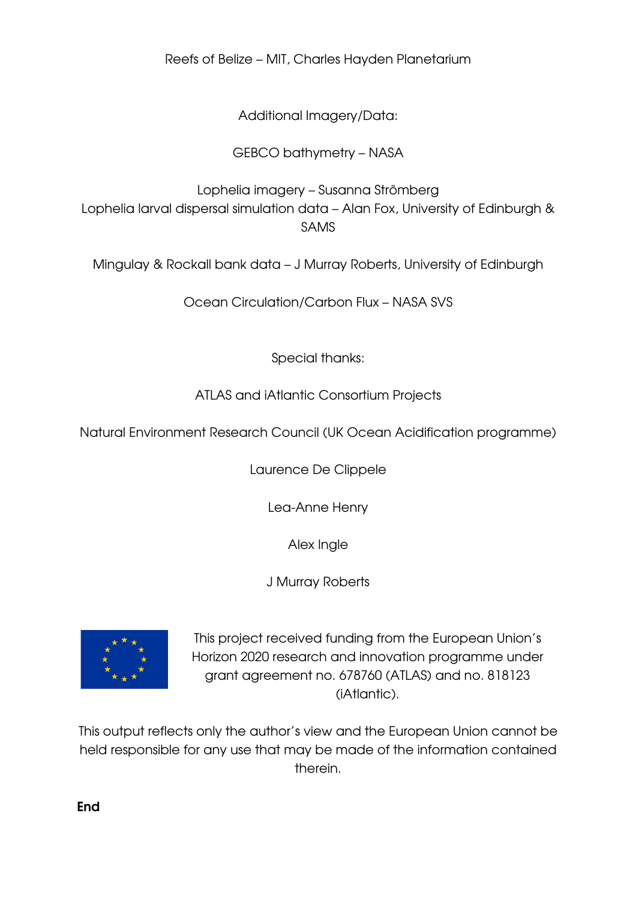Reefs of Belize – MIT, Charles Hayden Planetarium

Additional Imagery/Data:

GEBCO bathymetry – NASA

Lophelia imagery – Susanna Strömberg
Lophelia larval dispersal simulation data – Alan Fox, University of Edinburgh & SAMS

Mingulay & Rockall bank data – J Murray Roberts, University of Edinburgh

Ocean Circulation/Carbon Flux – NASA SVS

Special thanks:

ATLAS and iAtlantic Consortium Projects

Natural Environment Research Council (UK Ocean Acidification programme)

Laurence De Clippele

Lea-Anne Henry

Alex Ingle

J Murray Roberts

This project received funding from the European Union's Horizon 2020 research and innovation programme under grant agreement no. 678760 (ATLAS) and no. 818123 (iAtlantic).

This output reflects only the author's view and the European Union cannot be held responsible for any use that may be made of the information contained therein.

**End**